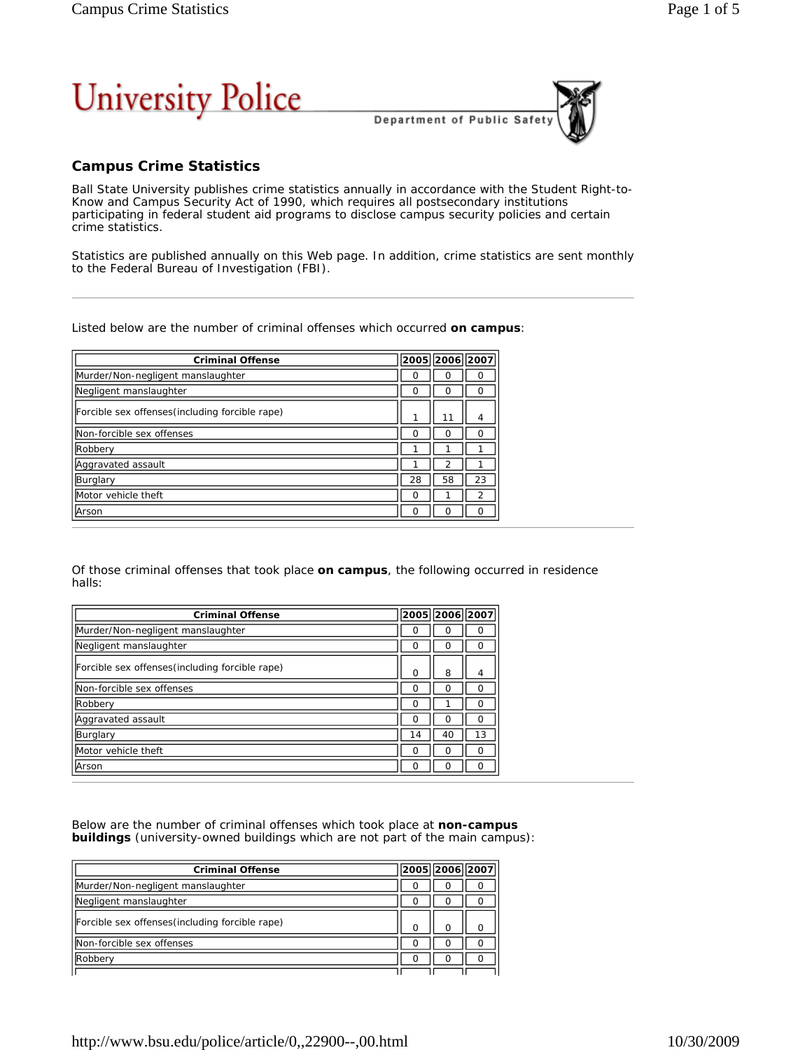University Police

Department of Public Safety

## Campus Crime Statistics

Ball State University publishes crime statistics annually in accordance with the Student Right-to-Know and Campus Security Act of 1990, which requires all postsecondary institutions participating in federal student aid programs to disclose campus security policies and certain crime statistics.

Statistics are published annually on this Web page. In addition, crime statistics are sent monthly to the Federal Bureau of Investigation (FBI).

---

Listed below are the number of criminal offenses which occurred **on campus**:

| Criminal Offense | 2005 | 2006 | 2007 |
|---|---|---|---|
| Murder/Non-negligent manslaughter | 0 | 0 | 0 |
| Negligent manslaughter | 0 | 0 | 0 |
| Forcible sex offenses(including forcible rape) | 1 | 11 | 4 |
| Non-forcible sex offenses | 0 | 0 | 0 |
| Robbery | 1 | 1 | 1 |
| Aggravated assault | 1 | 2 | 1 |
| Burglary | 28 | 58 | 23 |
| Motor vehicle theft | 0 | 1 | 2 |
| Arson | 0 | 0 | 0 |

---

Of those criminal offenses that took place **on campus**, the following occurred in residence halls:

| Criminal Offense | 2005 | 2006 | 2007 |
|---|---|---|---|
| Murder/Non-negligent manslaughter | 0 | 0 | 0 |
| Negligent manslaughter | 0 | 0 | 0 |
| Forcible sex offenses(including forcible rape) | 0 | 8 | 4 |
| Non-forcible sex offenses | 0 | 0 | 0 |
| Robbery | 0 | 1 | 0 |
| Aggravated assault | 0 | 0 | 0 |
| Burglary | 14 | 40 | 13 |
| Motor vehicle theft | 0 | 0 | 0 |
| Arson | 0 | 0 | 0 |

---

Below are the number of criminal offenses which took place at **non-campus buildings** (university-owned buildings which are not part of the main campus):

| Criminal Offense | 2005 | 2006 | 2007 |
|---|---|---|---|
| Murder/Non-negligent manslaughter | 0 | 0 | 0 |
| Negligent manslaughter | 0 | 0 | 0 |
| Forcible sex offenses(including forcible rape) | 0 | 0 | 0 |
| Non-forcible sex offenses | 0 | 0 | 0 |
| Robbery | 0 | 0 | 0 |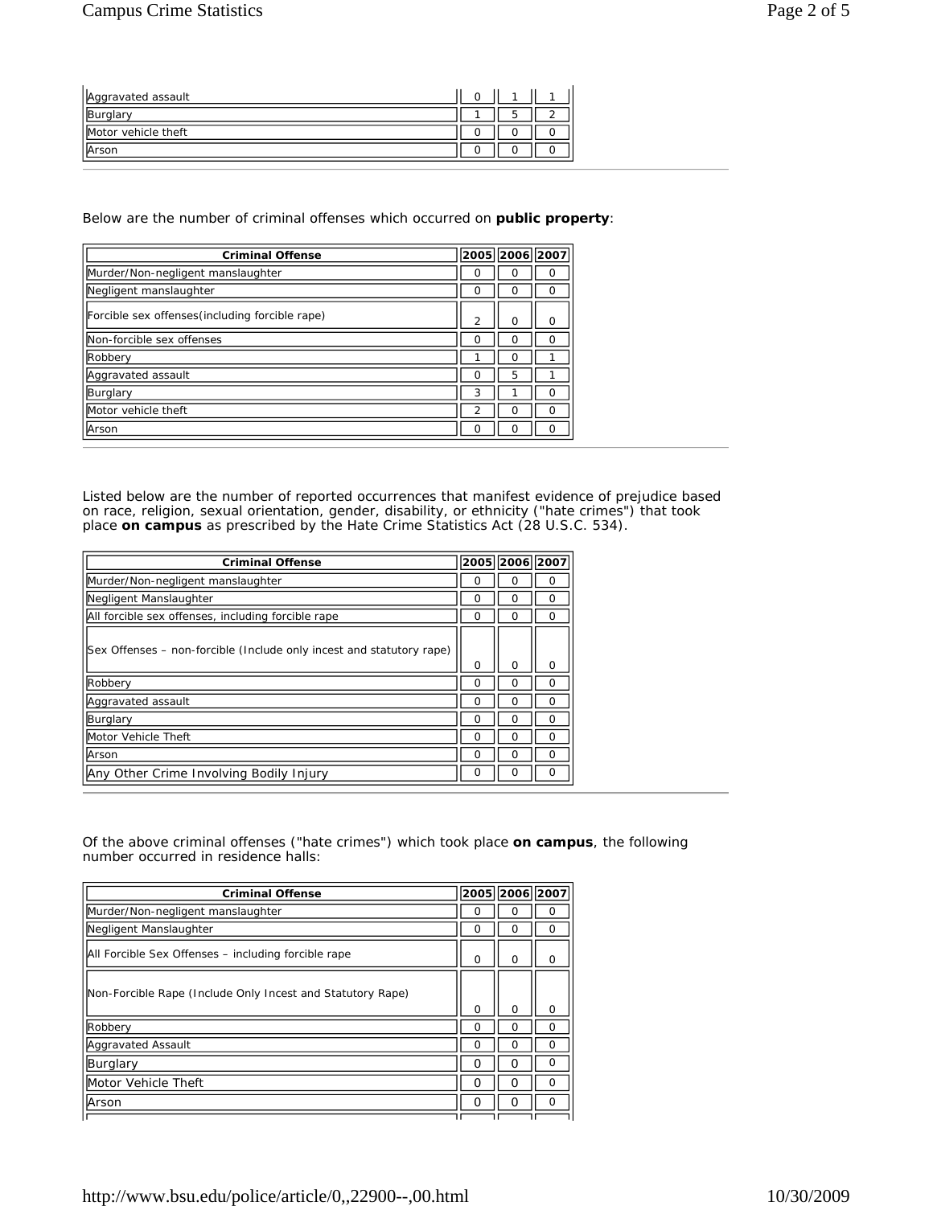| | | | |
|---|---|---|---|
| Aggravated assault | 0 | 1 | 1 |
| Burglary | 1 | 5 | 2 |
| Motor vehicle theft | 0 | 0 | 0 |
| Arson | 0 | 0 | 0 |

Below are the number of criminal offenses which occurred on **public property**:

| Criminal Offense | 2005 | 2006 | 2007 |
|---|---|---|---|
| Murder/Non-negligent manslaughter | 0 | 0 | 0 |
| Negligent manslaughter | 0 | 0 | 0 |
| Forcible sex offenses(including forcible rape) | 2 | 0 | 0 |
| Non-forcible sex offenses | 0 | 0 | 0 |
| Robbery | 1 | 0 | 1 |
| Aggravated assault | 0 | 5 | 1 |
| Burglary | 3 | 1 | 0 |
| Motor vehicle theft | 2 | 0 | 0 |
| Arson | 0 | 0 | 0 |

Listed below are the number of reported occurrences that manifest evidence of prejudice based on race, religion, sexual orientation, gender, disability, or ethnicity ("hate crimes") that took place **on campus** as prescribed by the Hate Crime Statistics Act (28 U.S.C. 534).

| Criminal Offense | 2005 | 2006 | 2007 |
|---|---|---|---|
| Murder/Non-negligent manslaughter | 0 | 0 | 0 |
| Negligent Manslaughter | 0 | 0 | 0 |
| All forcible sex offenses, including forcible rape | 0 | 0 | 0 |
| Sex Offenses – non-forcible (Include only incest and statutory rape) | 0 | 0 | 0 |
| Robbery | 0 | 0 | 0 |
| Aggravated assault | 0 | 0 | 0 |
| Burglary | 0 | 0 | 0 |
| Motor Vehicle Theft | 0 | 0 | 0 |
| Arson | 0 | 0 | 0 |
| Any Other Crime Involving Bodily Injury | 0 | 0 | 0 |

Of the above criminal offenses ("hate crimes") which took place **on campus**, the following number occurred in residence halls:

| Criminal Offense | 2005 | 2006 | 2007 |
|---|---|---|---|
| Murder/Non-negligent manslaughter | 0 | 0 | 0 |
| Negligent Manslaughter | 0 | 0 | 0 |
| All Forcible Sex Offenses – including forcible rape | 0 | 0 | 0 |
| Non-Forcible Rape (Include Only Incest and Statutory Rape) | 0 | 0 | 0 |
| Robbery | 0 | 0 | 0 |
| Aggravated Assault | 0 | 0 | 0 |
| Burglary | 0 | 0 | 0 |
| Motor Vehicle Theft | 0 | 0 | 0 |
| Arson | 0 | 0 | 0 |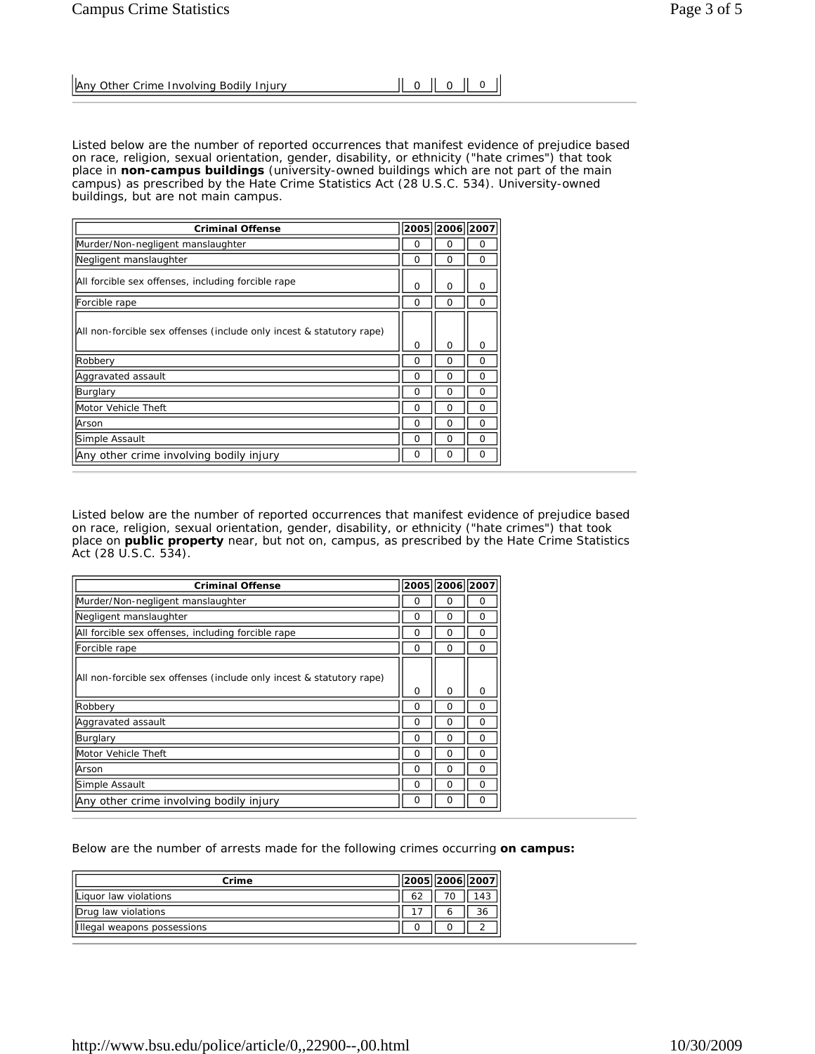| Any Other Crime Involving Bodily Injury | 0 | 0 | 0 |
|---|---|---|---|

Listed below are the number of reported occurrences that manifest evidence of prejudice based on race, religion, sexual orientation, gender, disability, or ethnicity ("hate crimes") that took place in **non-campus buildings** (university-owned buildings which are not part of the main campus) as prescribed by the Hate Crime Statistics Act (28 U.S.C. 534). University-owned buildings, but are not main campus.

| Criminal Offense | 2005 | 2006 | 2007 |
|---|---|---|---|
| Murder/Non-negligent manslaughter | 0 | 0 | 0 |
| Negligent manslaughter | 0 | 0 | 0 |
| All forcible sex offenses, including forcible rape | 0 | 0 | 0 |
| Forcible rape | 0 | 0 | 0 |
| All non-forcible sex offenses (include only incest & statutory rape) | 0 | 0 | 0 |
| Robbery | 0 | 0 | 0 |
| Aggravated assault | 0 | 0 | 0 |
| Burglary | 0 | 0 | 0 |
| Motor Vehicle Theft | 0 | 0 | 0 |
| Arson | 0 | 0 | 0 |
| Simple Assault | 0 | 0 | 0 |
| Any other crime involving bodily injury | 0 | 0 | 0 |

Listed below are the number of reported occurrences that manifest evidence of prejudice based on race, religion, sexual orientation, gender, disability, or ethnicity ("hate crimes") that took place on **public property** near, but not on, campus, as prescribed by the Hate Crime Statistics Act (28 U.S.C. 534).

| Criminal Offense | 2005 | 2006 | 2007 |
|---|---|---|---|
| Murder/Non-negligent manslaughter | 0 | 0 | 0 |
| Negligent manslaughter | 0 | 0 | 0 |
| All forcible sex offenses, including forcible rape | 0 | 0 | 0 |
| Forcible rape | 0 | 0 | 0 |
| All non-forcible sex offenses (include only incest & statutory rape) | 0 | 0 | 0 |
| Robbery | 0 | 0 | 0 |
| Aggravated assault | 0 | 0 | 0 |
| Burglary | 0 | 0 | 0 |
| Motor Vehicle Theft | 0 | 0 | 0 |
| Arson | 0 | 0 | 0 |
| Simple Assault | 0 | 0 | 0 |
| Any other crime involving bodily injury | 0 | 0 | 0 |

Below are the number of arrests made for the following crimes occurring **on campus:**

| Crime | 2005 | 2006 | 2007 |
|---|---|---|---|
| Liquor law violations | 62 | 70 | 143 |
| Drug law violations | 17 | 6 | 36 |
| Illegal weapons possessions | 0 | 0 | 2 |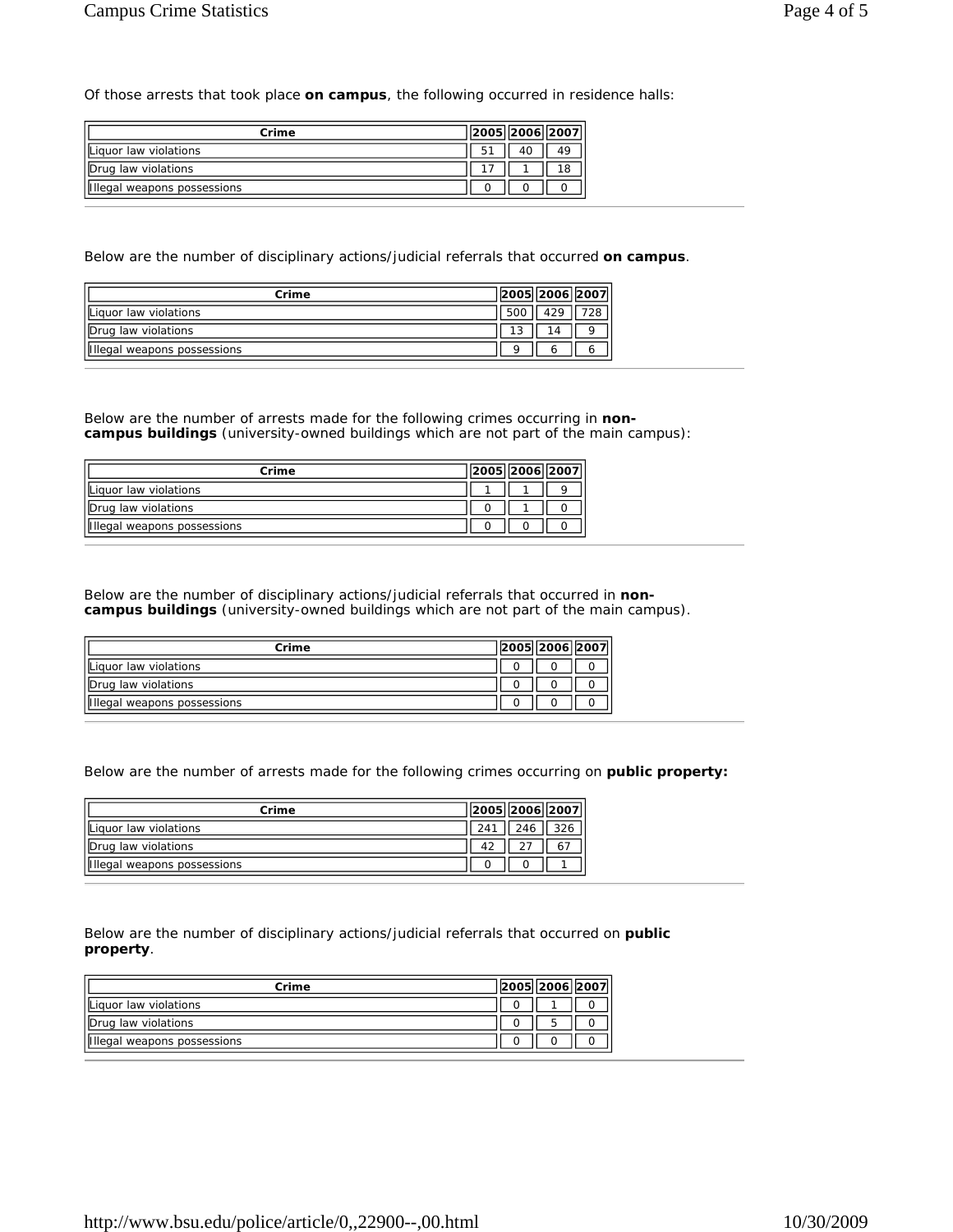Of those arrests that took place **on campus**, the following occurred in residence halls:

| Crime | 2005 | 2006 | 2007 |
|---|---|---|---|
| Liquor law violations | 51 | 40 | 49 |
| Drug law violations | 17 | 1 | 18 |
| Illegal weapons possessions | 0 | 0 | 0 |

---

Below are the number of disciplinary actions/judicial referrals that occurred **on campus**.

| Crime | 2005 | 2006 | 2007 |
|---|---|---|---|
| Liquor law violations | 500 | 429 | 728 |
| Drug law violations | 13 | 14 | 9 |
| Illegal weapons possessions | 9 | 6 | 6 |

---

Below are the number of arrests made for the following crimes occurring in **non-campus buildings** (university-owned buildings which are not part of the main campus):

| Crime | 2005 | 2006 | 2007 |
|---|---|---|---|
| Liquor law violations | 1 | 1 | 9 |
| Drug law violations | 0 | 1 | 0 |
| Illegal weapons possessions | 0 | 0 | 0 |

---

Below are the number of disciplinary actions/judicial referrals that occurred in **non-campus buildings** (university-owned buildings which are not part of the main campus).

| Crime | 2005 | 2006 | 2007 |
|---|---|---|---|
| Liquor law violations | 0 | 0 | 0 |
| Drug law violations | 0 | 0 | 0 |
| Illegal weapons possessions | 0 | 0 | 0 |

---

Below are the number of arrests made for the following crimes occurring on **public property:**

| Crime | 2005 | 2006 | 2007 |
|---|---|---|---|
| Liquor law violations | 241 | 246 | 326 |
| Drug law violations | 42 | 27 | 67 |
| Illegal weapons possessions | 0 | 0 | 1 |

---

Below are the number of disciplinary actions/judicial referrals that occurred on **public property**.

| Crime | 2005 | 2006 | 2007 |
|---|---|---|---|
| Liquor law violations | 0 | 1 | 0 |
| Drug law violations | 0 | 5 | 0 |
| Illegal weapons possessions | 0 | 0 | 0 |

---